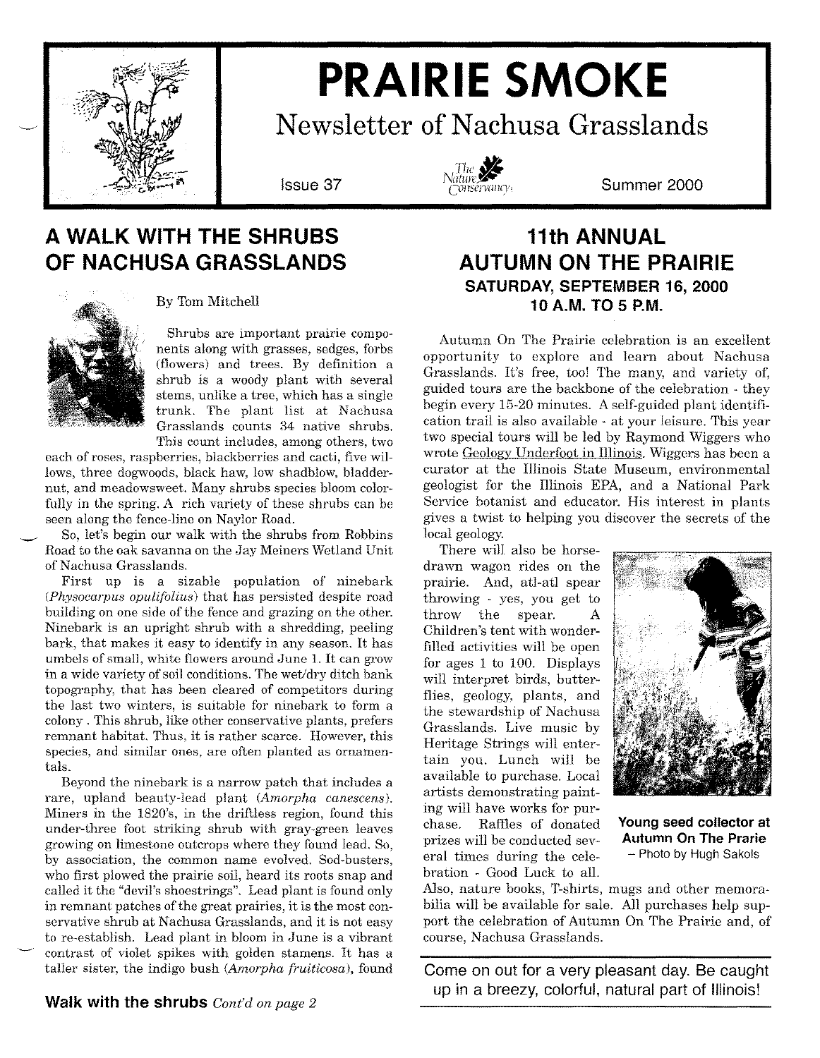# PRAIRIE SMOKE

Newsletter of Nachusa Grasslands

Issue 37 — The Nature Conservancy — Summer 2000

## A WALK WITH THE SHRUBS OF NACHUSA GRASSLANDS

By Tom Mitchell

Shrubs are important prairie components along with grasses, sedges, forbs (flowers) and trees. By definition a shrub is a woody plant with several stems, unlike a tree, which has a single trunk. The plant list at Nachusa Grasslands counts 34 native shrubs. This count includes, among others, two each of roses, raspberries, blackberries and cacti, five willows, three dogwoods, black haw, low shadblow, bladdernut, and meadowsweet. Many shrubs species bloom colorfully in the spring. A rich variety of these shrubs can be seen along the fence-line on Naylor Road.

So, let's begin our walk with the shrubs from Robbins Road to the oak savanna on the Jay Meiners Wetland Unit of Nachusa Grasslands.

First up is a sizable population of ninebark (*Physocarpus opulifolius*) that has persisted despite road building on one side of the fence and grazing on the other. Ninebark is an upright shrub with a shredding, peeling bark, that makes it easy to identify in any season. It has umbels of small, white flowers around June 1. It can grow in a wide variety of soil conditions. The wet/dry ditch bank topography, that has been cleared of competitors during the last two winters, is suitable for ninebark to form a colony . This shrub, like other conservative plants, prefers remnant habitat. Thus, it is rather scarce. However, this species, and similar ones, are often planted as ornamentals.

Beyond the ninebark is a narrow patch that includes a rare, upland beauty-lead plant (*Amorpha canescens*). Miners in the 1820's, in the driftless region, found this under-three foot striking shrub with gray-green leaves growing on limestone outcrops where they found lead. So, by association, the common name evolved. Sod-busters, who first plowed the prairie soil, heard its roots snap and called it the "devil's shoestrings". Lead plant is found only in remnant patches of the great prairies, it is the most conservative shrub at Nachusa Grasslands, and it is not easy to re-establish. Lead plant in bloom in June is a vibrant contrast of violet spikes with golden stamens. It has a taller sister, the indigo bush (*Amorpha fruiticosa*), found

**Walk with the shrubs** *Cont'd on page 2*

## 11th ANNUAL AUTUMN ON THE PRAIRIE

### SATURDAY, SEPTEMBER 16, 2000
### 10 A.M. TO 5 P.M.

Autumn On The Prairie celebration is an excellent opportunity to explore and learn about Nachusa Grasslands. It's free, too! The many, and variety of, guided tours are the backbone of the celebration - they begin every 15-20 minutes. A self-guided plant identification trail is also available - at your leisure. This year two special tours will be led by Raymond Wiggers who wrote Geology Underfoot in Illinois. Wiggers has been a curator at the Illinois State Museum, environmental geologist for the Illinois EPA, and a National Park Service botanist and educator. His interest in plants gives a twist to helping you discover the secrets of the local geology.

There will also be horse-drawn wagon rides on the prairie. And, atl-atl spear throwing - yes, you get to throw the spear. A Children's tent with wonder-filled activities will be open for ages 1 to 100. Displays will interpret birds, butterflies, geology, plants, and the stewardship of Nachusa Grasslands. Live music by Heritage Strings will entertain you. Lunch will be available to purchase. Local artists demonstrating painting will have works for purchase. Raffles of donated prizes will be conducted several times during the celebration - Good Luck to all. Also, nature books, T-shirts, mugs and other memorabilia will be available for sale. All purchases help support the celebration of Autumn On The Prairie and, of course, Nachusa Grasslands.

**Young seed collector at Autumn On The Prarie**
– Photo by Hugh Sakols

Come on out for a very pleasant day. Be caught up in a breezy, colorful, natural part of Illinois!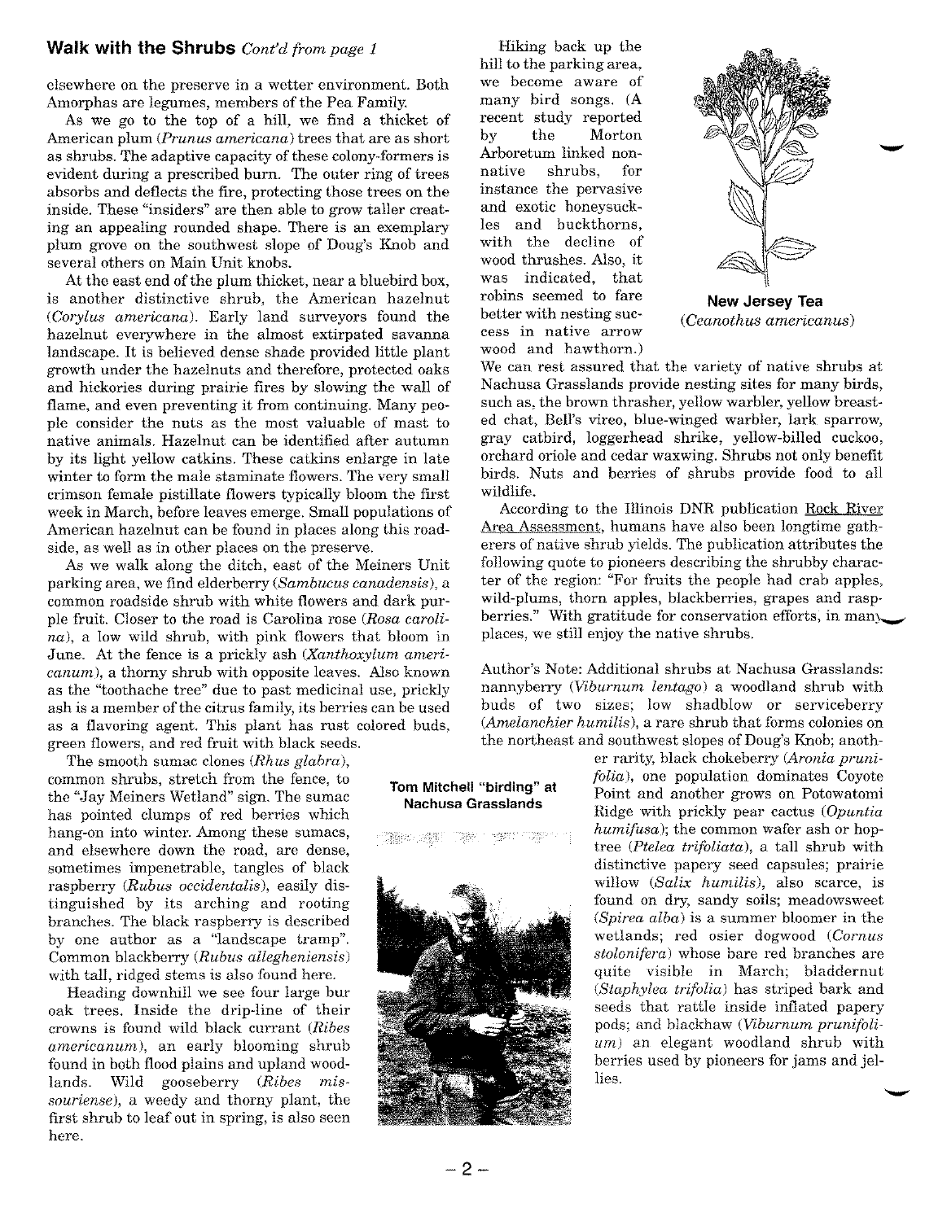## Walk with the Shrubs *Cont'd from page 1*

elsewhere on the preserve in a wetter environment. Both Amorphas are legumes, members of the Pea Family.

As we go to the top of a hill, we find a thicket of American plum (*Prunus americana*) trees that are as short as shrubs. The adaptive capacity of these colony-formers is evident during a prescribed burn. The outer ring of trees absorbs and deflects the fire, protecting those trees on the inside. These "insiders" are then able to grow taller creating an appealing rounded shape. There is an exemplary plum grove on the southwest slope of Doug's Knob and several others on Main Unit knobs.

At the east end of the plum thicket, near a bluebird box, is another distinctive shrub, the American hazelnut (*Corylus americana*). Early land surveyors found the hazelnut everywhere in the almost extirpated savanna landscape. It is believed dense shade provided little plant growth under the hazelnuts and therefore, protected oaks and hickories during prairie fires by slowing the wall of flame, and even preventing it from continuing. Many people consider the nuts as the most valuable of mast to native animals. Hazelnut can be identified after autumn by its light yellow catkins. These catkins enlarge in late winter to form the male staminate flowers. The very small crimson female pistillate flowers typically bloom the first week in March, before leaves emerge. Small populations of American hazelnut can be found in places along this roadside, as well as in other places on the preserve.

As we walk along the ditch, east of the Meiners Unit parking area, we find elderberry (*Sambucus canadensis*), a common roadside shrub with white flowers and dark purple fruit. Closer to the road is Carolina rose (*Rosa carolina*), a low wild shrub, with pink flowers that bloom in June. At the fence is a prickly ash (*Xanthoxylum americanum*), a thorny shrub with opposite leaves. Also known as the "toothache tree" due to past medicinal use, prickly ash is a member of the citrus family, its berries can be used as a flavoring agent. This plant has rust colored buds, green flowers, and red fruit with black seeds.

The smooth sumac clones (*Rhus glabra*), common shrubs, stretch from the fence, to the "Jay Meiners Wetland" sign. The sumac has pointed clumps of red berries which hang-on into winter. Among these sumacs, and elsewhere down the road, are dense, sometimes impenetrable, tangles of black raspberry (*Rubus occidentalis*), easily distinguished by its arching and rooting branches. The black raspberry is described by one author as a "landscape tramp". Common blackberry (*Rubus allegheniensis*) with tall, ridged stems is also found here.

Heading downhill we see four large bur oak trees. Inside the drip-line of their crowns is found wild black currant (*Ribes americanum*), an early blooming shrub found in both flood plains and upland woodlands. Wild gooseberry (*Ribes missouriense*), a weedy and thorny plant, the first shrub to leaf out in spring, is also seen here.

Hiking back up the hill to the parking area, we become aware of many bird songs. (A recent study reported by the Morton Arboretum linked non-native shrubs, for instance the pervasive and exotic honeysuckles and buckthorns, with the decline of wood thrushes. Also, it was indicated, that robins seemed to fare better with nesting success in native arrow wood and hawthorn.) We can rest assured that the variety of native shrubs at Nachusa Grasslands provide nesting sites for many birds, such as, the brown thrasher, yellow warbler, yellow breasted chat, Bell's vireo, blue-winged warbler, lark sparrow, gray catbird, loggerhead shrike, yellow-billed cuckoo, orchard oriole and cedar waxwing. Shrubs not only benefit birds. Nuts and berries of shrubs provide food to all wildlife.

**New Jersey Tea**
(*Ceanothus americanus*)

According to the Illinois DNR publication Rock River Area Assessment, humans have also been longtime gatherers of native shrub yields. The publication attributes the following quote to pioneers describing the shrubby character of the region: "For fruits the people had crab apples, wild-plums, thorn apples, blackberries, grapes and raspberries." With gratitude for conservation efforts, in many places, we still enjoy the native shrubs.

Author's Note: Additional shrubs at Nachusa Grasslands: nannyberry (*Viburnum lentago*) a woodland shrub with buds of two sizes; low shadblow or serviceberry (*Amelanchier humilis*), a rare shrub that forms colonies on the northeast and southwest slopes of Doug's Knob; another rarity, black chokeberry (*Aronia prunifolia*), one population dominates Coyote Point and another grows on Potowatomi Ridge with prickly pear cactus (*Opuntia humifusa*); the common wafer ash or hoptree (*Ptelea trifoliata*), a tall shrub with distinctive papery seed capsules; prairie willow (*Salix humilis*), also scarce, is found on dry, sandy soils; meadowsweet (*Spirea alba*) is a summer bloomer in the wetlands; red osier dogwood (*Cornus stolonifera*) whose bare red branches are quite visible in March; bladdernut (*Staphylea trifolia*) has striped bark and seeds that rattle inside inflated papery pods; and blackhaw (*Viburnum prunifolium*) an elegant woodland shrub with berries used by pioneers for jams and jellies.

**Tom Mitchell "birding" at Nachusa Grasslands**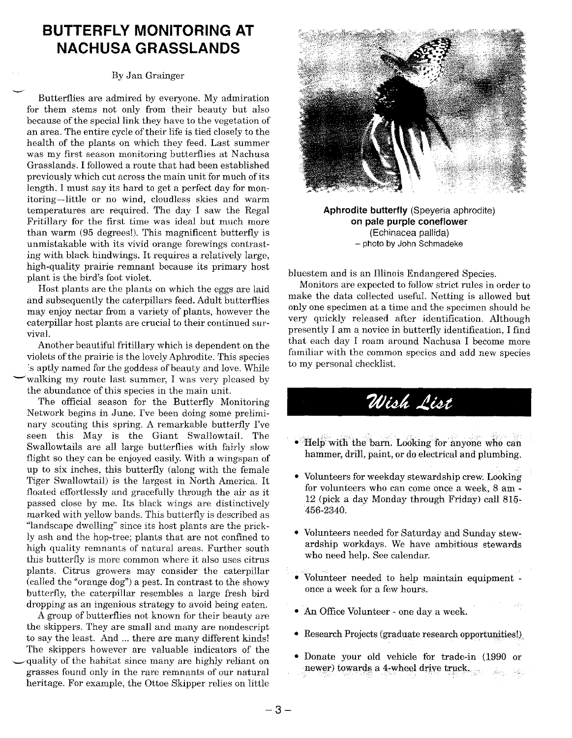# BUTTERFLY MONITORING AT NACHUSA GRASSLANDS

By Jan Grainger

Butterflies are admired by everyone. My admiration for them stems not only from their beauty but also because of the special link they have to the vegetation of an area. The entire cycle of their life is tied closely to the health of the plants on which they feed. Last summer was my first season monitoring butterflies at Nachusa Grasslands. I followed a route that had been established previously which cut across the main unit for much of its length. I must say its hard to get a perfect day for monitoring—little or no wind, cloudless skies and warm temperatures are required. The day I saw the Regal Fritillary for the first time was ideal but much more than warm (95 degrees!). This magnificent butterfly is unmistakable with its vivid orange forewings contrasting with black hindwings. It requires a relatively large, high-quality prairie remnant because its primary host plant is the bird's foot violet.

Host plants are the plants on which the eggs are laid and subsequently the caterpillars feed. Adult butterflies may enjoy nectar from a variety of plants, however the caterpillar host plants are crucial to their continued survival.

Another beautiful fritillary which is dependent on the violets of the prairie is the lovely Aphrodite. This species is aptly named for the goddess of beauty and love. While walking my route last summer, I was very pleased by the abundance of this species in the main unit.

The official season for the Butterfly Monitoring Network begins in June. I've been doing some preliminary scouting this spring. A remarkable butterfly I've seen this May is the Giant Swallowtail. The Swallowtails are all large butterflies with fairly slow flight so they can be enjoyed easily. With a wingspan of up to six inches, this butterfly (along with the female Tiger Swallowtail) is the largest in North America. It floated effortlessly and gracefully through the air as it passed close by me. Its black wings are distinctively marked with yellow bands. This butterfly is described as "landscape dwelling" since its host plants are the prickly ash and the hop-tree; plants that are not confined to high quality remnants of natural areas. Further south this butterfly is more common where it also uses citrus plants. Citrus growers may consider the caterpillar (called the "orange dog") a pest. In contrast to the showy butterfly, the caterpillar resembles a large fresh bird dropping as an ingenious strategy to avoid being eaten.

A group of butterflies not known for their beauty are the skippers. They are small and many are nondescript to say the least. And ... there are many different kinds! The skippers however are valuable indicators of the quality of the habitat since many are highly reliant on grasses found only in the rare remnants of our natural heritage. For example, the Ottoe Skipper relies on little bluestem and is an Illinois Endangered Species.

Monitors are expected to follow strict rules in order to make the data collected useful. Netting is allowed but only one specimen at a time and the specimen should be very quickly released after identification. Although presently I am a novice in butterfly identification, I find that each day I roam around Nachusa I become more familiar with the common species and add new species to my personal checklist.

**Aphrodite butterfly** (Speyeria aphrodite) **on pale purple coneflower** (Echinacea pallida)
– photo by John Schmadeke

## Wish List

- Help with the barn. Looking for anyone who can hammer, drill, paint, or do electrical and plumbing.
- Volunteers for weekday stewardship crew. Looking for volunteers who can come once a week, 8 am - 12 (pick a day Monday through Friday) call 815-456-2340.
- Volunteers needed for Saturday and Sunday stewardship workdays. We have ambitious stewards who need help. See calendar.
- Volunteer needed to help maintain equipment - once a week for a few hours.
- An Office Volunteer - one day a week.
- Research Projects (graduate research opportunities!)
- Donate your old vehicle for trade-in (1990 or newer) towards a 4-wheel drive truck.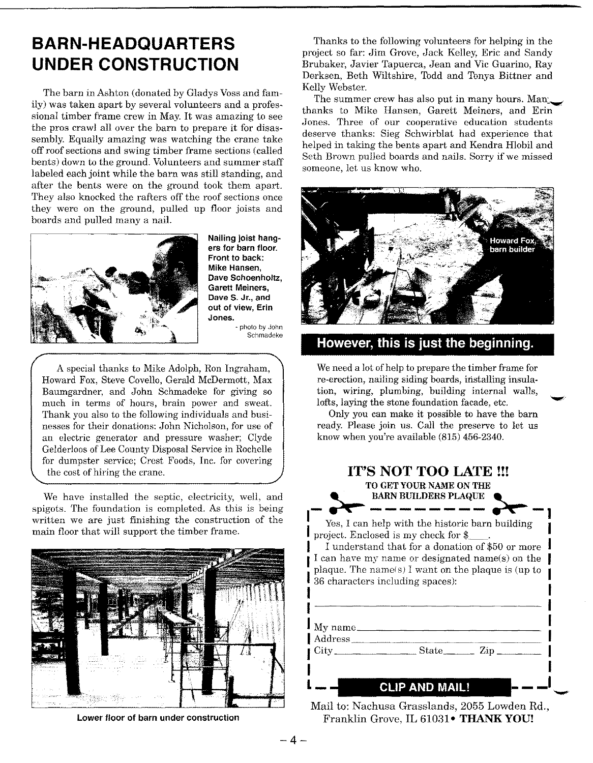# BARN-HEADQUARTERS UNDER CONSTRUCTION

The barn in Ashton (donated by Gladys Voss and family) was taken apart by several volunteers and a professional timber frame crew in May. It was amazing to see the pros crawl all over the barn to prepare it for disassembly. Equally amazing was watching the crane take off roof sections and swing timber frame sections (called bents) down to the ground. Volunteers and summer staff labeled each joint while the barn was still standing, and after the bents were on the ground took them apart. They also knocked the rafters off the roof sections once they were on the ground, pulled up floor joists and boards and pulled many a nail.

**Nailing joist hangers for barn floor. Front to back: Mike Hansen, Dave Schoenholtz, Garett Meiners, Dave S. Jr., and out of view, Erin Jones.**

- photo by John Schmadeke

A special thanks to Mike Adolph, Ron Ingraham, Howard Fox, Steve Covello, Gerald McDermott, Max Baumgardner, and John Schmadeke for giving so much in terms of hours, brain power and sweat. Thank you also to the following individuals and businesses for their donations: John Nicholson, for use of an electric generator and pressure washer; Clyde Gelderloos of Lee County Disposal Service in Rochelle for dumpster service; Crest Foods, Inc. for covering the cost of hiring the crane.

We have installed the septic, electricity, well, and spigots. The foundation is completed. As this is being written we are just finishing the construction of the main floor that will support the timber frame.

**Lower floor of barn under construction**

Thanks to the following volunteers for helping in the project so far: Jim Grove, Jack Kelley, Eric and Sandy Brubaker, Javier Tapuerca, Jean and Vic Guarino, Ray Derksen, Beth Wiltshire, Todd and Tonya Bittner and Kelly Webster.

The summer crew has also put in many hours. Many thanks to Mike Hansen, Garett Meiners, and Erin Jones. Three of our cooperative education students deserve thanks: Sieg Schwirblat had experience that helped in taking the bents apart and Kendra Hlobil and Seth Brown pulled boards and nails. Sorry if we missed someone, let us know who.

Howard Fox, barn builder

## However, this is just the beginning.

We need a lot of help to prepare the timber frame for re-erection, nailing siding boards, installing insulation, wiring, plumbing, building internal walls, lofts, laying the stone foundation facade, etc.

Only you can make it possible to have the barn ready. Please join us. Call the preserve to let us know when you're available (815) 456-2340.

## IT'S NOT TOO LATE !!!

**TO GET YOUR NAME ON THE BARN BUILDERS PLAQUE**

Yes, I can help with the historic barn building project. Enclosed is my check for $____.

I understand that for a donation of $50 or more I can have my name or designated name(s) on the plaque. The name(s) I want on the plaque is (up to 36 characters including spaces):

______________________________

My name______________________________

Address______________________________

City______________ State______ Zip ______

**CLIP AND MAIL!**

Mail to: Nachusa Grasslands, 2055 Lowden Rd., Franklin Grove, IL 61031• **THANK YOU!**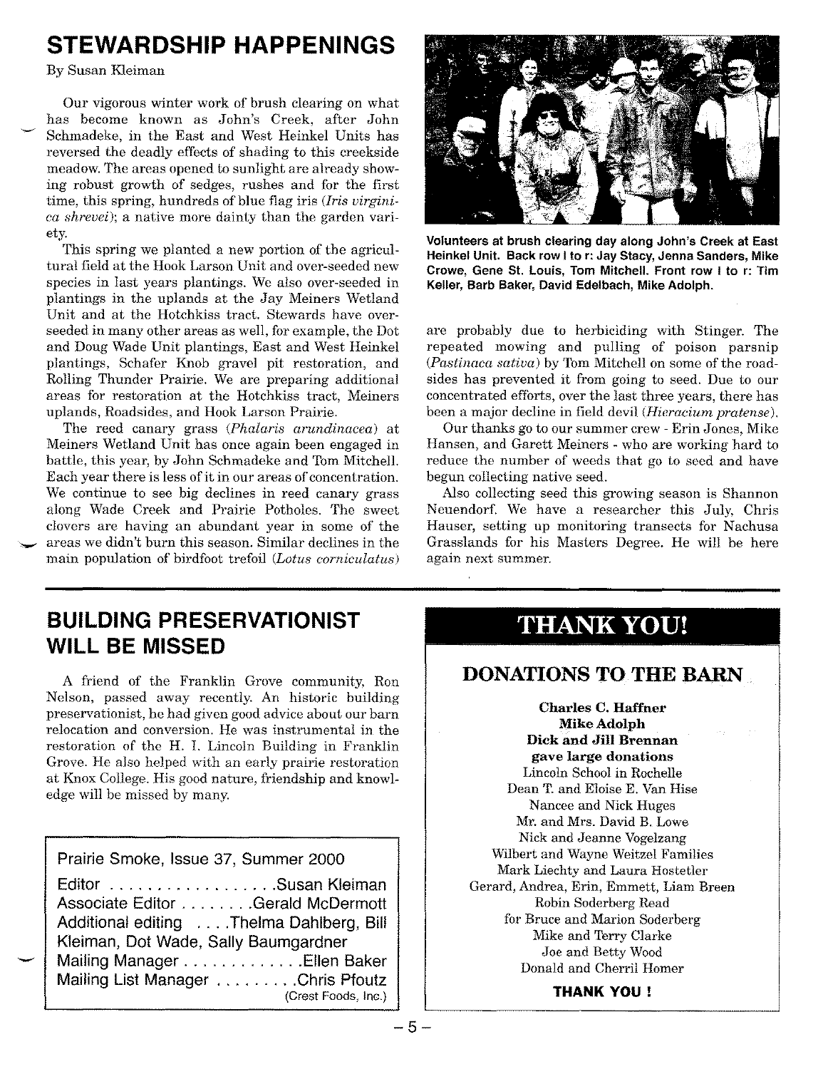## STEWARDSHIP HAPPENINGS

By Susan Kleiman

Our vigorous winter work of brush clearing on what has become known as John's Creek, after John Schmadeke, in the East and West Heinkel Units has reversed the deadly effects of shading to this creekside meadow. The areas opened to sunlight are already showing robust growth of sedges, rushes and for the first time, this spring, hundreds of blue flag iris (*Iris virginica shrevei*); a native more dainty than the garden variety.

This spring we planted a new portion of the agricultural field at the Hook Larson Unit and over-seeded new species in last years plantings. We also over-seeded in plantings in the uplands at the Jay Meiners Wetland Unit and at the Hotchkiss tract. Stewards have over-seeded in many other areas as well, for example, the Dot and Doug Wade Unit plantings, East and West Heinkel plantings, Schafer Knob gravel pit restoration, and Rolling Thunder Prairie. We are preparing additional areas for restoration at the Hotchkiss tract, Meiners uplands, Roadsides, and Hook Larson Prairie.

The reed canary grass (*Phalaris arundinacea*) at Meiners Wetland Unit has once again been engaged in battle, this year, by John Schmadeke and Tom Mitchell. Each year there is less of it in our areas of concentration. We continue to see big declines in reed canary grass along Wade Creek and Prairie Potholes. The sweet clovers are having an abundant year in some of the areas we didn't burn this season. Similar declines in the main population of birdfoot trefoil (*Lotus corniculatus*) are probably due to herbiciding with Stinger. The repeated mowing and pulling of poison parsnip (*Pastinaca sativa*) by Tom Mitchell on some of the roadsides has prevented it from going to seed. Due to our concentrated efforts, over the last three years, there has been a major decline in field devil (*Hieracium pratense*).

Our thanks go to our summer crew - Erin Jones, Mike Hansen, and Garett Meiners - who are working hard to reduce the number of weeds that go to seed and have begun collecting native seed.

Also collecting seed this growing season is Shannon Neuendorf. We have a researcher this July, Chris Hauser, setting up monitoring transects for Nachusa Grasslands for his Masters Degree. He will be here again next summer.

**Volunteers at brush clearing day along John's Creek at East Heinkel Unit. Back row l to r: Jay Stacy, Jenna Sanders, Mike Crowe, Gene St. Louis, Tom Mitchell. Front row l to r: Tim Keller, Barb Baker, David Edelbach, Mike Adolph.**

## BUILDING PRESERVATIONIST WILL BE MISSED

A friend of the Franklin Grove community, Ron Nelson, passed away recently. An historic building preservationist, he had given good advice about our barn relocation and conversion. He was instrumental in the restoration of the H. I. Lincoln Building in Franklin Grove. He also helped with an early prairie restoration at Knox College. His good nature, friendship and knowledge will be missed by many.

Prairie Smoke, Issue 37, Summer 2000

Editor . . . . . . . . . . . . . . . . . Susan Kleiman
Associate Editor . . . . . . . . Gerald McDermott
Additional editing . . . . Thelma Dahlberg, Bill Kleiman, Dot Wade, Sally Baumgardner
Mailing Manager . . . . . . . . . . . . Ellen Baker
Mailing List Manager . . . . . . . . . Chris Pfoutz (Crest Foods, Inc.)

## THANK YOU!

### DONATIONS TO THE BARN

**Charles C. Haffner**
**Mike Adolph**
**Dick and Jill Brennan**
**gave large donations**

Lincoln School in Rochelle
Dean T. and Eloise E. Van Hise
Nancee and Nick Huges
Mr. and Mrs. David B. Lowe
Nick and Jeanne Vogelzang
Wilbert and Wayne Weitzel Families
Mark Liechty and Laura Hostetler
Gerard, Andrea, Erin, Emmett, Liam Breen
Robin Soderberg Read
for Bruce and Marion Soderberg
Mike and Terry Clarke
Joe and Betty Wood
Donald and Cherril Homer

**THANK YOU !**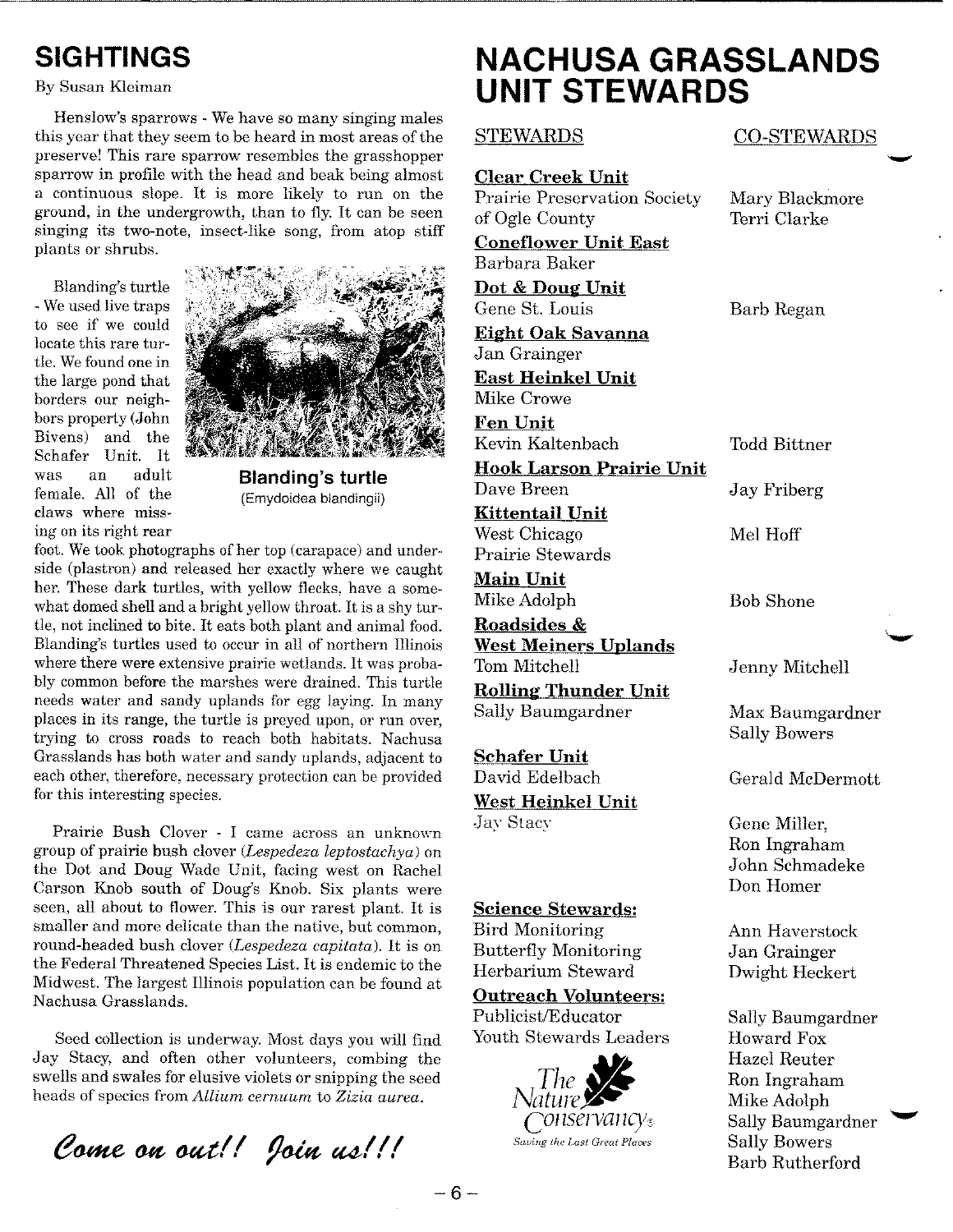## SIGHTINGS

By Susan Kleiman

Henslow's sparrows - We have so many singing males this year that they seem to be heard in most areas of the preserve! This rare sparrow resembles the grasshopper sparrow in profile with the head and beak being almost a continuous slope. It is more likely to run on the ground, in the undergrowth, than to fly. It can be seen singing its two-note, insect-like song, from atop stiff plants or shrubs.

Blanding's turtle - We used live traps to see if we could locate this rare turtle. We found one in the large pond that borders our neighbors property (John Bivens) and the Schafer Unit. It was an adult female. All of the claws where missing on its right rear foot. We took photographs of her top (carapace) and underside (plastron) and released her exactly where we caught her. These dark turtles, with yellow flecks, have a somewhat domed shell and a bright yellow throat. It is a shy turtle, not inclined to bite. It eats both plant and animal food. Blanding's turtles used to occur in all of northern Illinois where there were extensive prairie wetlands. It was probably common before the marshes were drained. This turtle needs water and sandy uplands for egg laying. In many places in its range, the turtle is preyed upon, or run over, trying to cross roads to reach both habitats. Nachusa Grasslands has both water and sandy uplands, adjacent to each other, therefore, necessary protection can be provided for this interesting species.

**Blanding's turtle**
(Emydoidea blandingii)

Prairie Bush Clover - I came across an unknown group of prairie bush clover (*Lespedeza leptostachya*) on the Dot and Doug Wade Unit, facing west on Rachel Carson Knob south of Doug's Knob. Six plants were seen, all about to flower. This is our rarest plant. It is smaller and more delicate than the native, but common, round-headed bush clover (*Lespedeza capitata*). It is on the Federal Threatened Species List. It is endemic to the Midwest. The largest Illinois population can be found at Nachusa Grasslands.

Seed collection is underway. Most days you will find Jay Stacy, and often other volunteers, combing the swells and swales for elusive violets or snipping the seed heads of species from *Allium cernuum* to *Zizia aurea*.

*Come on out!! Join us!!!*

## NACHUSA GRASSLANDS UNIT STEWARDS

| STEWARDS | CO-STEWARDS |
|---|---|
| **Clear Creek Unit** | |
| Prairie Preservation Society of Ogle County | Mary Blackmore, Terri Clarke |
| **Coneflower Unit East** | |
| Barbara Baker | |
| **Dot & Doug Unit** | |
| Gene St. Louis | Barb Regan |
| **Eight Oak Savanna** | |
| Jan Grainger | |
| **East Heinkel Unit** | |
| Mike Crowe | |
| **Fen Unit** | |
| Kevin Kaltenbach | Todd Bittner |
| **Hook Larson Prairie Unit** | |
| Dave Breen | Jay Friberg |
| **Kittentail Unit** | |
| West Chicago Prairie Stewards | Mel Hoff |
| **Main Unit** | |
| Mike Adolph | Bob Shone |
| **Roadsides & West Meiners Uplands** | |
| Tom Mitchell | Jenny Mitchell |
| **Rolling Thunder Unit** | |
| Sally Baumgardner | Max Baumgardner, Sally Bowers |
| **Schafer Unit** | |
| David Edelbach | Gerald McDermott |
| **West Heinkel Unit** | |
| Jay Stacy | Gene Miller, Ron Ingraham, John Schmadeke, Don Homer |
| **Science Stewards:** | |
| Bird Monitoring | Ann Haverstock |
| Butterfly Monitoring | Jan Grainger |
| Herbarium Steward | Dwight Heckert |
| **Outreach Volunteers:** | |
| Publicist/Educator | Sally Baumgardner |
| Youth Stewards Leaders | Howard Fox, Hazel Reuter, Ron Ingraham, Mike Adolph, Sally Baumgardner, Sally Bowers, Barb Rutherford |

The Nature Conservancy
*Saving the Last Great Places*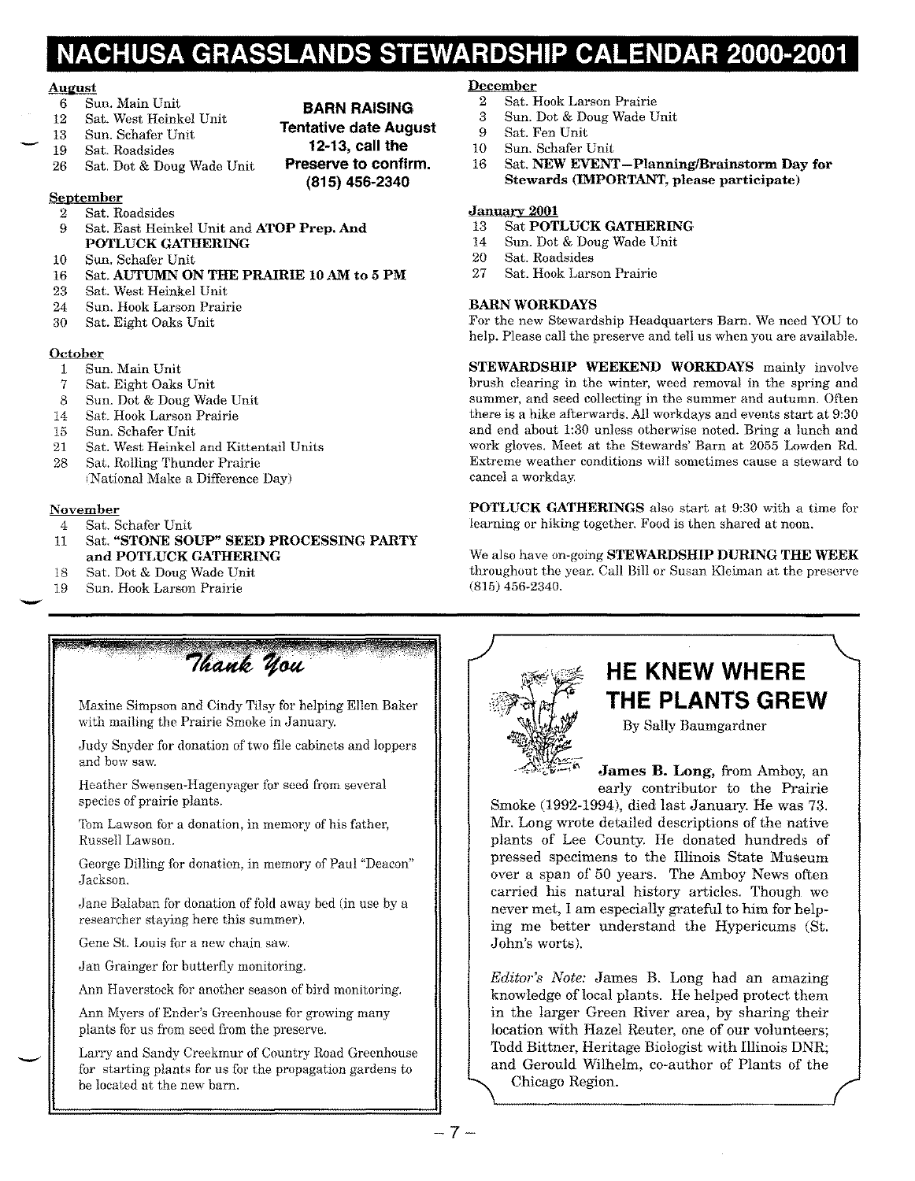# NACHUSA GRASSLANDS STEWARDSHIP CALENDAR 2000-2001

**August**

- 6 Sun. Main Unit
- 12 Sat. West Heinkel Unit
- 13 Sun. Schafer Unit
- 19 Sat. Roadsides
- 26 Sat. Dot & Doug Wade Unit

**BARN RAISING**
**Tentative date August 12-13, call the Preserve to confirm. (815) 456-2340**

**September**

- 2 Sat. Roadsides
- 9 Sat. East Heinkel Unit and **ATOP Prep. And POTLUCK GATHERING**
- 10 Sun. Schafer Unit
- 16 Sat. **AUTUMN ON THE PRAIRIE 10 AM to 5 PM**
- 23 Sat. West Heinkel Unit
- 24 Sun. Hook Larson Prairie
- 30 Sat. Eight Oaks Unit

**October**

- 1 Sun. Main Unit
- 7 Sat. Eight Oaks Unit
- 8 Sun. Dot & Doug Wade Unit
- 14 Sat. Hook Larson Prairie
- 15 Sun. Schafer Unit
- 21 Sat. West Heinkel and Kittentail Units
- 28 Sat. Rolling Thunder Prairie (National Make a Difference Day)

**November**

- 4 Sat. Schafer Unit
- 11 Sat. **"STONE SOUP" SEED PROCESSING PARTY and POTLUCK GATHERING**
- 18 Sat. Dot & Doug Wade Unit
- 19 Sun. Hook Larson Prairie

**December**

- 2 Sat. Hook Larson Prairie
- 3 Sun. Dot & Doug Wade Unit
- 9 Sat. Fen Unit
- 10 Sun. Schafer Unit
- 16 Sat. **NEW EVENT—Planning/Brainstorm Day for Stewards (IMPORTANT, please participate)**

**January 2001**

- 13 Sat **POTLUCK GATHERING**
- 14 Sun. Dot & Doug Wade Unit
- 20 Sat. Roadsides
- 27 Sat. Hook Larson Prairie

**BARN WORKDAYS**
For the new Stewardship Headquarters Barn. We need YOU to help. Please call the preserve and tell us when you are available.

**STEWARDSHIP WEEKEND WORKDAYS** mainly involve brush clearing in the winter, weed removal in the spring and summer, and seed collecting in the summer and autumn. Often there is a hike afterwards. All workdays and events start at 9:30 and end about 1:30 unless otherwise noted. Bring a lunch and work gloves. Meet at the Stewards' Barn at 2055 Lowden Rd. Extreme weather conditions will sometimes cause a steward to cancel a workday.

**POTLUCK GATHERINGS** also start at 9:30 with a time for learning or hiking together. Food is then shared at noon.

We also have on-going **STEWARDSHIP DURING THE WEEK** throughout the year. Call Bill or Susan Kleiman at the preserve (815) 456-2340.

## Thank You

Maxine Simpson and Cindy Tilsy for helping Ellen Baker with mailing the Prairie Smoke in January.

Judy Snyder for donation of two file cabinets and loppers and bow saw.

Heather Swensen-Hagenyager for seed from several species of prairie plants.

Tom Lawson for a donation, in memory of his father, Russell Lawson.

George Dilling for donation, in memory of Paul "Deacon" Jackson.

Jane Balaban for donation of fold away bed (in use by a researcher staying here this summer).

Gene St. Louis for a new chain saw.

Jan Grainger for butterfly monitoring.

Ann Haverstock for another season of bird monitoring.

Ann Myers of Ender's Greenhouse for growing many plants for us from seed from the preserve.

Larry and Sandy Creekmur of Country Road Greenhouse for starting plants for us for the propagation gardens to be located at the new barn.

## HE KNEW WHERE THE PLANTS GREW

By Sally Baumgardner

**James B. Long**, from Amboy, an early contributor to the Prairie Smoke (1992-1994), died last January. He was 73. Mr. Long wrote detailed descriptions of the native plants of Lee County. He donated hundreds of pressed specimens to the Illinois State Museum over a span of 50 years. The Amboy News often carried his natural history articles. Though we never met, I am especially grateful to him for helping me better understand the Hypericums (St. John's worts).

*Editor's Note:* James B. Long had an amazing knowledge of local plants. He helped protect them in the larger Green River area, by sharing their location with Hazel Reuter, one of our volunteers; Todd Bittner, Heritage Biologist with Illinois DNR; and Gerould Wilhelm, co-author of Plants of the Chicago Region.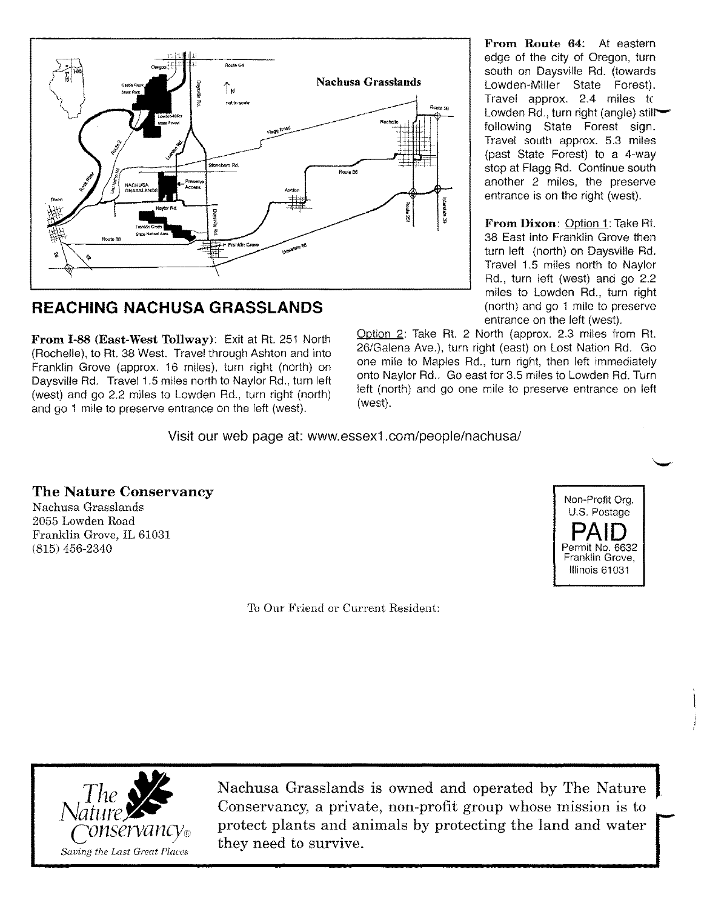Nachusa Grasslands

Route 64
Oregon
Castle Rock State Park
Lowden-Miller State Forest
Daysville Rd.
N
not to scale
Flagg Road
Rochelle
Route 38
Stoneham Rd.
Route 2
Lowden Rd
Lost Nation Rd
NACHUSA GRASSLANDS
Preserve Access
Ashton
Route 251
Interstate 39
Rock River
Dixon
Naylor Rd
Franklin Creek State Natural Area
Daysville Rd
Route 38
Franklin Grove
Interstate 88
26

## REACHING NACHUSA GRASSLANDS

**From I-88 (East-West Tollway)**: Exit at Rt. 251 North (Rochelle), to Rt. 38 West. Travel through Ashton and into Franklin Grove (approx. 16 miles), turn right (north) on Daysville Rd. Travel 1.5 miles north to Naylor Rd., turn left (west) and go 2.2 miles to Lowden Rd., turn right (north) and go 1 mile to preserve entrance on the left (west).

**From Route 64**: At eastern edge of the city of Oregon, turn south on Daysville Rd. (towards Lowden-Miller State Forest). Travel approx. 2.4 miles to Lowden Rd., turn right (angle) still following State Forest sign. Travel south approx. 5.3 miles (past State Forest) to a 4-way stop at Flagg Rd. Continue south another 2 miles, the preserve entrance is on the right (west).

**From Dixon**: Option 1: Take Rt. 38 East into Franklin Grove then turn left (north) on Daysville Rd. Travel 1.5 miles north to Naylor Rd., turn left (west) and go 2.2 miles to Lowden Rd., turn right (north) and go 1 mile to preserve entrance on the left (west).

Option 2: Take Rt. 2 North (approx. 2.3 miles from Rt. 26/Galena Ave.), turn right (east) on Lost Nation Rd. Go one mile to Maples Rd., turn right, then left immediately onto Naylor Rd.. Go east for 3.5 miles to Lowden Rd. Turn left (north) and go one mile to preserve entrance on left (west).

Visit our web page at: www.essex1.com/people/nachusa/

**The Nature Conservancy**
Nachusa Grasslands
2055 Lowden Road
Franklin Grove, IL 61031
(815) 456-2340

Non-Profit Org.
U.S. Postage
**PAID**
Permit No. 6632
Franklin Grove,
Illinois 61031

To Our Friend or Current Resident:

The Nature Conservancy®
*Saving the Last Great Places*

Nachusa Grasslands is owned and operated by The Nature Conservancy, a private, non-profit group whose mission is to protect plants and animals by protecting the land and water they need to survive.